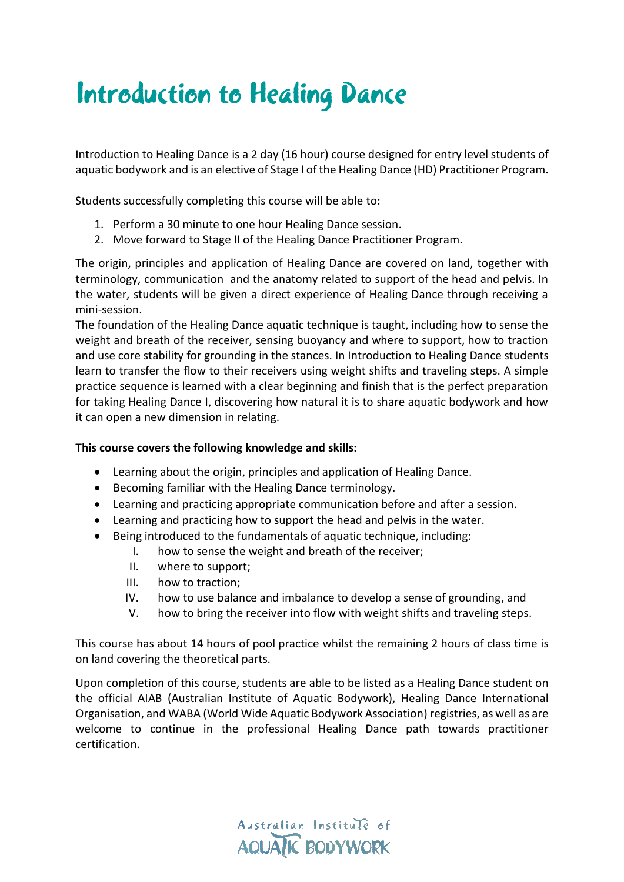# Introduction to Healing Dance

Introduction to Healing Dance is a 2 day (16 hour) course designed for entry level students of aquatic bodywork and is an elective of Stage I of the Healing Dance (HD) Practitioner Program.

Students successfully completing this course will be able to:

1. Perform a 30 minute to one hour Healing Dance session.
2. Move forward to Stage II of the Healing Dance Practitioner Program.

The origin, principles and application of Healing Dance are covered on land, together with terminology, communication and the anatomy related to support of the head and pelvis. In the water, students will be given a direct experience of Healing Dance through receiving a mini-session.

The foundation of the Healing Dance aquatic technique is taught, including how to sense the weight and breath of the receiver, sensing buoyancy and where to support, how to traction and use core stability for grounding in the stances. In Introduction to Healing Dance students learn to transfer the flow to their receivers using weight shifts and traveling steps. A simple practice sequence is learned with a clear beginning and finish that is the perfect preparation for taking Healing Dance I, discovering how natural it is to share aquatic bodywork and how it can open a new dimension in relating.

**This course covers the following knowledge and skills:**

- Learning about the origin, principles and application of Healing Dance.
- Becoming familiar with the Healing Dance terminology.
- Learning and practicing appropriate communication before and after a session.
- Learning and practicing how to support the head and pelvis in the water.
- Being introduced to the fundamentals of aquatic technique, including:
  - I. how to sense the weight and breath of the receiver;
  - II. where to support;
  - III. how to traction;
  - IV. how to use balance and imbalance to develop a sense of grounding, and
  - V. how to bring the receiver into flow with weight shifts and traveling steps.

This course has about 14 hours of pool practice whilst the remaining 2 hours of class time is on land covering the theoretical parts.

Upon completion of this course, students are able to be listed as a Healing Dance student on the official AIAB (Australian Institute of Aquatic Bodywork), Healing Dance International Organisation, and WABA (World Wide Aquatic Bodywork Association) registries, as well as are welcome to continue in the professional Healing Dance path towards practitioner certification.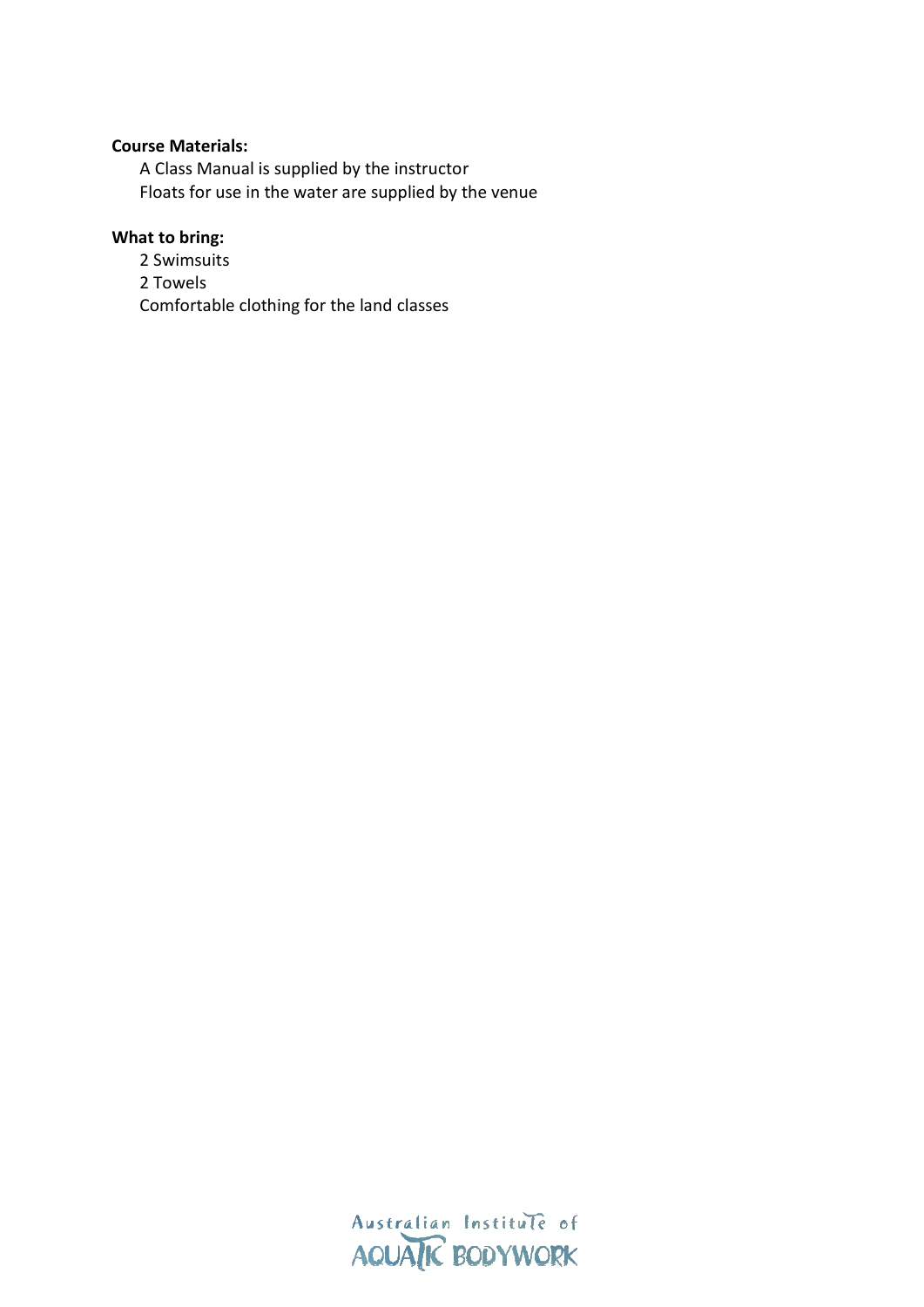**Course Materials:**

A Class Manual is supplied by the instructor
Floats for use in the water are supplied by the venue

**What to bring:**

2 Swimsuits
2 Towels
Comfortable clothing for the land classes

Australian Institute of
AQUATIC BODYWORK